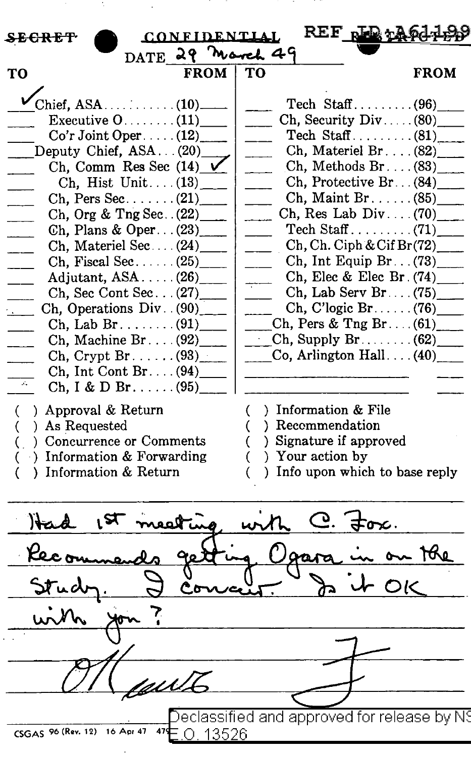~~SECRET~~ CONFIDENTIAL REF ~~RESTRICTED~~ ID:A61199

DATE 29 March 49

| TO | | FROM | TO | | FROM |
|---|---|---|---|---|---|
| ✓ | Chief, ASA (10) | | | Tech Staff (96) | |
| | Executive O (11) | | | Ch, Security Div (80) | |
| | Co'r Joint Oper (12) | | | Tech Staff (81) | |
| | Deputy Chief, ASA (20) | | | Ch, Materiel Br (82) | |
| | Ch, Comm Res Sec (14) | ✓ | | Ch, Methods Br (83) | |
| | Ch, Hist Unit (13) | | | Ch, Protective Br (84) | |
| | Ch, Pers Sec (21) | | | Ch, Maint Br (85) | |
| | Ch, Org & Tng Sec (22) | | | Ch, Res Lab Div (70) | |
| | Ch, Plans & Oper (23) | | | Tech Staff (71) | |
| | Ch, Materiel Sec (24) | | | Ch, Ch. Ciph & Cif Br (72) | |
| | Ch, Fiscal Sec (25) | | | Ch, Int Equip Br (73) | |
| | Adjutant, ASA (26) | | | Ch, Elec & Elec Br (74) | |
| | Ch, Sec Cont Sec (27) | | | Ch, Lab Serv Br (75) | |
| | Ch, Operations Div (90) | | | Ch, C'logic Br (76) | |
| | Ch, Lab Br (91) | | | Ch, Pers & Tng Br (61) | |
| | Ch, Machine Br (92) | | | Ch, Supply Br (62) | |
| | Ch, Crypt Br (93) | | | Co, Arlington Hall (40) | |
| | Ch, Int Cont Br (94) | | | | |
| | Ch, I & D Br (95) | | | | |

- ( ) Approval & Return
- ( ) As Requested
- ( ) Concurrence or Comments
- ( ) Information & Forwarding
- ( ) Information & Return
- ( ) Information & File
- ( ) Recommendation
- ( ) Signature if approved
- ( ) Your action by
- ( ) Info upon which to base reply

Had 1st meeting with C. Fox. Recommends getting Ogara in on the Study. I concur. Is it OK with you?

OK [signature]

F

CSGAS 96 (Rev. 12) 16 Apr 47 479

Declassified and approved for release by NSA E.O. 13526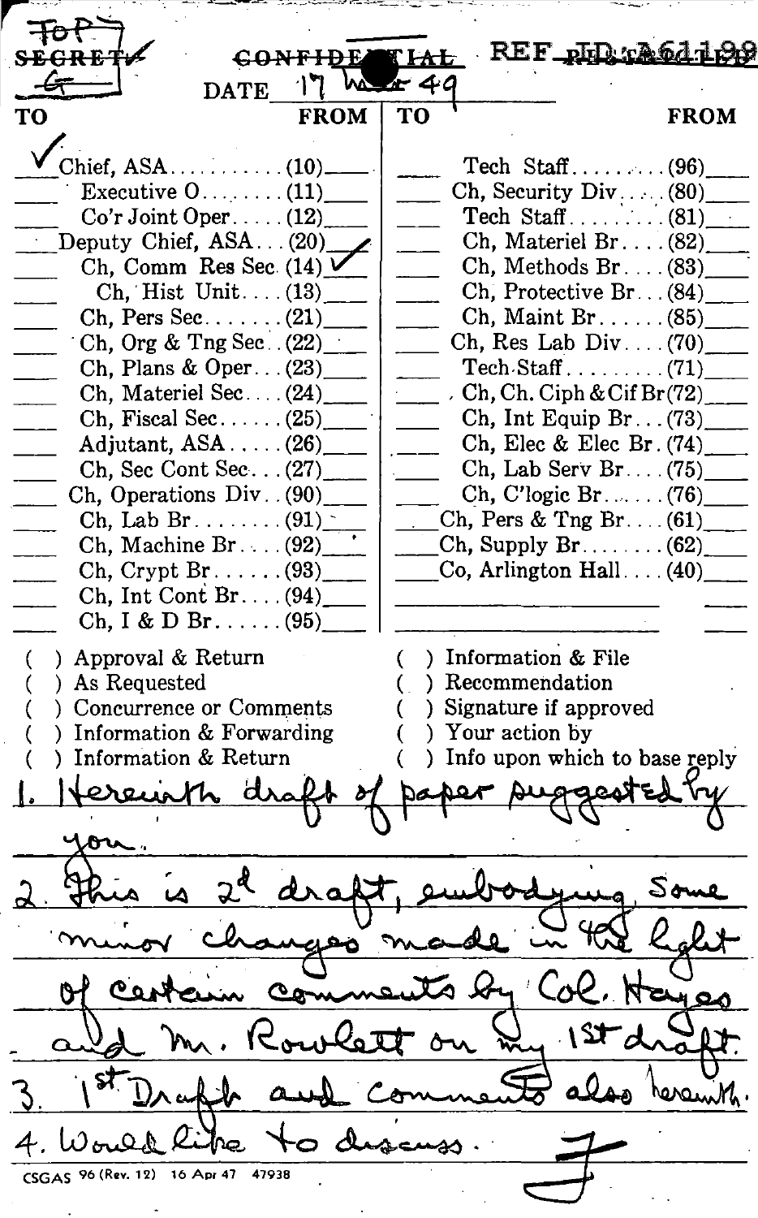TOP SECRET ~~SECRET~~ ✓

~~CONFIDENTIAL~~

REF ID:A61199

DATE 17 Mar 49

| TO | | FROM | TO | | FROM |
|---|---|---|---|---|---|
| ✓ | Chief, ASA (10) | | | Tech Staff (96) | |
| | Executive O (11) | | | Ch, Security Div (80) | |
| | Co'r Joint Oper (12) | | | Tech Staff (81) | |
| | Deputy Chief, ASA (20) | ✓ | | Ch, Materiel Br (82) | |
| | Ch, Comm Res Sec (14) | ✓ | | Ch, Methods Br (83) | |
| | Ch, Hist Unit (13) | | | Ch, Protective Br (84) | |
| | Ch, Pers Sec (21) | | | Ch, Maint Br (85) | |
| | Ch, Org & Tng Sec (22) | | | Ch, Res Lab Div (70) | |
| | Ch, Plans & Oper (23) | | | Tech Staff (71) | |
| | Ch, Materiel Sec (24) | | | Ch, Ch. Ciph & Cif Br (72) | |
| | Ch, Fiscal Sec (25) | | | Ch, Int Equip Br (73) | |
| | Adjutant, ASA (26) | | | Ch, Elec & Elec Br (74) | |
| | Ch, Sec Cont Sec (27) | | | Ch, Lab Serv Br (75) | |
| | Ch, Operations Div (90) | | | Ch, C'logic Br (76) | |
| | Ch, Lab Br (91) | | | Ch, Pers & Tng Br (61) | |
| | Ch, Machine Br (92) | | | Ch, Supply Br (62) | |
| | Ch, Crypt Br (93) | | | Co, Arlington Hall (40) | |
| | Ch, Int Cont Br (94) | | | | |
| | Ch, I & D Br (95) | | | | |

( ) Approval & Return
( ) As Requested
( ) Concurrence or Comments
( ) Information & Forwarding
( ) Information & Return
( ) Information & File
( ) Recommendation
( ) Signature if approved
( ) Your action by
( ) Info upon which to base reply

1. Herewith draft of paper suggested by you.

2. This is 2d draft, embodying some minor changes made in the light of certain comments by Col. Hayes and Mr. Rowlett on my 1st draft.

3. 1st Draft and comments also herewith.

4. Would like to discuss.

F

CSGAS 96 (Rev. 12) 16 Apr 47 47938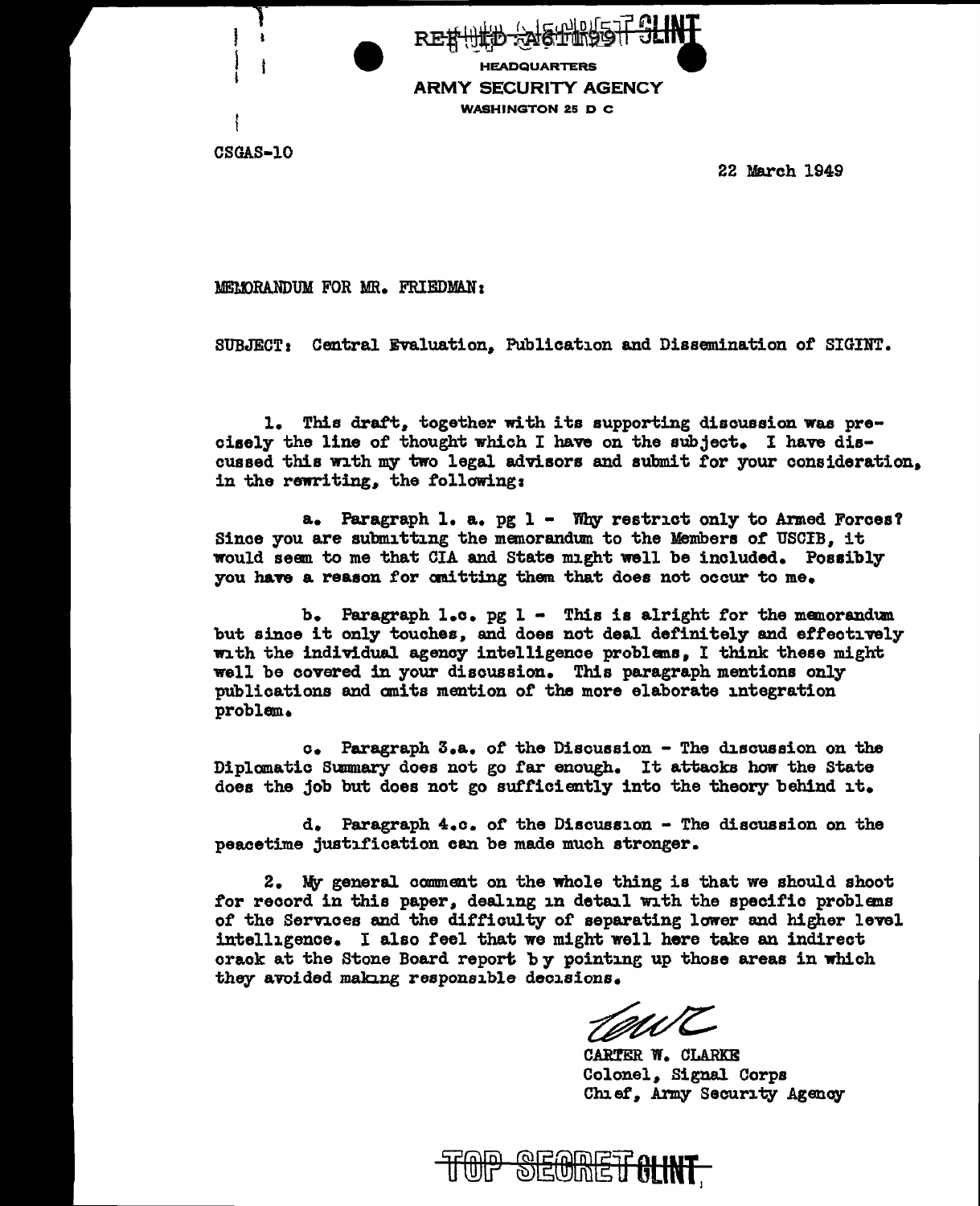REF ID:A61939 — TOP SECRET SUINT

HEADQUARTERS
ARMY SECURITY AGENCY
WASHINGTON 25 D C

CSGAS-10

22 March 1949

MEMORANDUM FOR MR. FRIEDMAN:

SUBJECT: Central Evaluation, Publication and Dissemination of SIGINT.

1. This draft, together with its supporting discussion was precisely the line of thought which I have on the subject. I have discussed this with my two legal advisors and submit for your consideration, in the rewriting, the following:

a. Paragraph 1. a. pg 1 - Why restrict only to Armed Forces? Since you are submitting the memorandum to the Members of USCIB, it would seem to me that CIA and State might well be included. Possibly you have a reason for omitting them that does not occur to me.

b. Paragraph 1.c. pg 1 - This is alright for the memorandum but since it only touches, and does not deal definitely and effectively with the individual agency intelligence problems, I think these might well be covered in your discussion. This paragraph mentions only publications and omits mention of the more elaborate integration problem.

c. Paragraph 3.a. of the Discussion - The discussion on the Diplomatic Summary does not go far enough. It attacks how the State does the job but does not go sufficiently into the theory behind it.

d. Paragraph 4.c. of the Discussion - The discussion on the peacetime justification can be made much stronger.

2. My general comment on the whole thing is that we should shoot for record in this paper, dealing in detail with the specific problems of the Services and the difficulty of separating lower and higher level intelligence. I also feel that we might well here take an indirect crack at the Stone Board report by pointing up those areas in which they avoided making responsible decisions.

CWC

CARTER W. CLARKE
Colonel, Signal Corps
Chief, Army Security Agency

TOP SECRET SUINT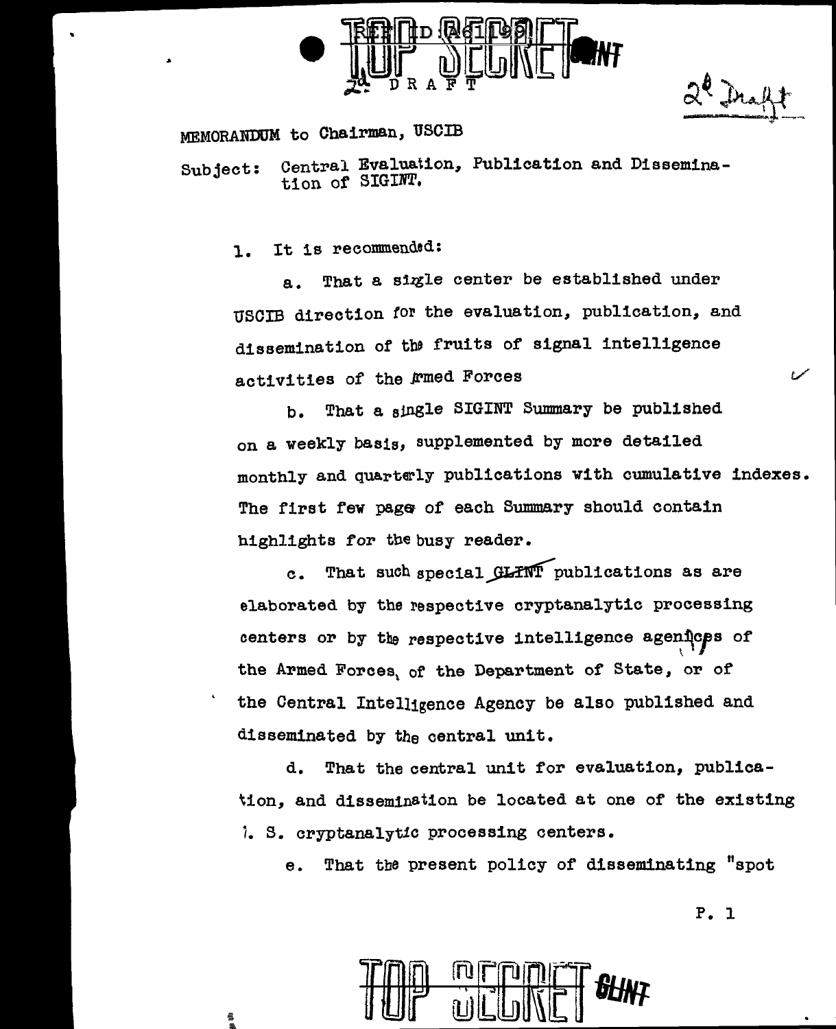TOP SECRET

2d DRAFT

2d Draft

MEMORANDUM to Chairman, USCIB

Subject: Central Evaluation, Publication and Dissemination of SIGINT.

1. It is recommended:

a. That a single center be established under USCIB direction for the evaluation, publication, and dissemination of the fruits of signal intelligence activities of the Armed Forces

b. That a single SIGINT Summary be published on a weekly basis, supplemented by more detailed monthly and quarterly publications with cumulative indexes. The first few pages of each Summary should contain highlights for the busy reader.

c. That such special ~~GLINT~~ publications as are elaborated by the respective cryptanalytic processing centers or by the respective intelligence agencies of the Armed Forces, of the Department of State, or of the Central Intelligence Agency be also published and disseminated by the central unit.

d. That the central unit for evaluation, publication, and dissemination be located at one of the existing U. S. cryptanalytic processing centers.

e. That the present policy of disseminating "spot

TOP SECRET GLINT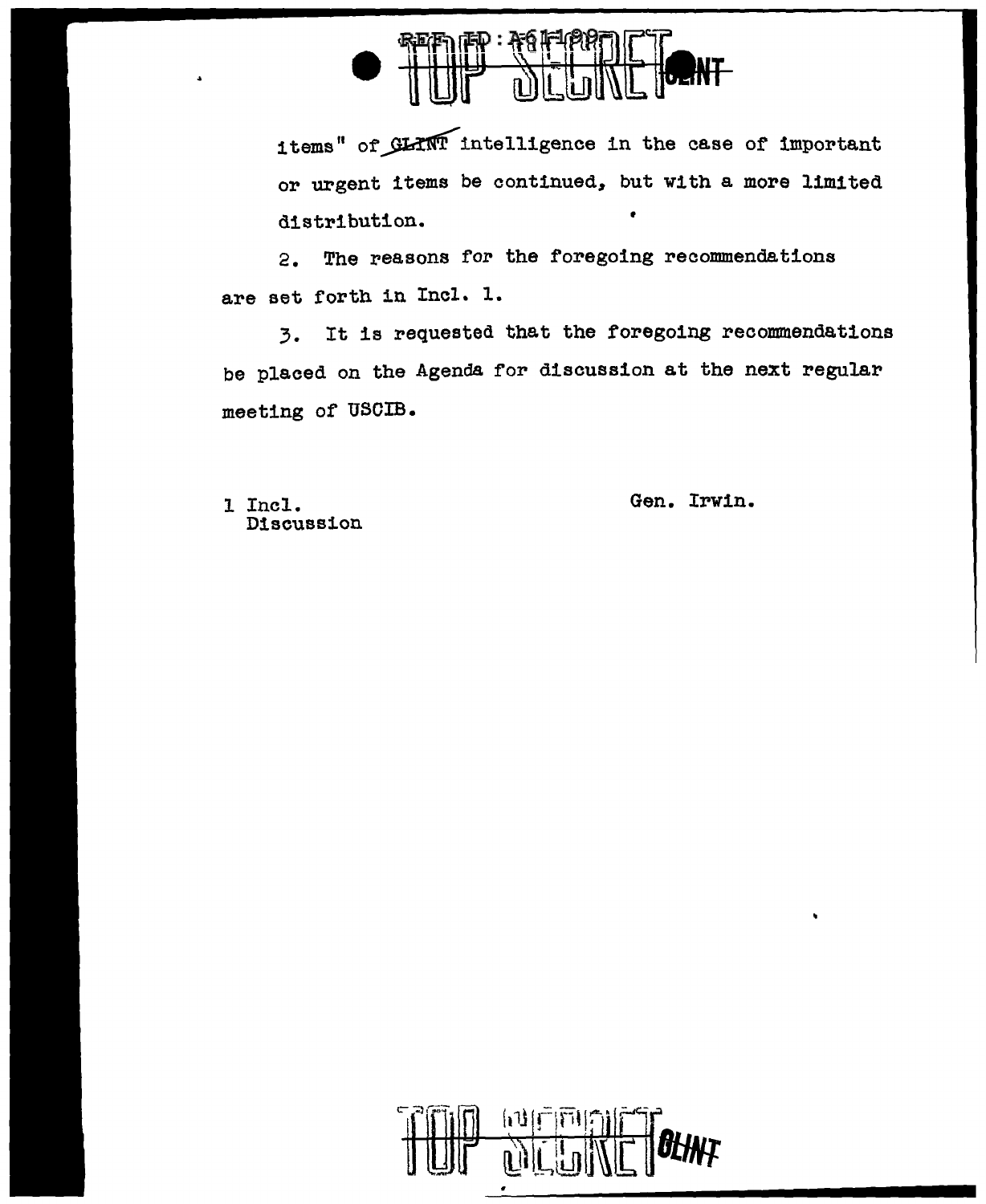items" of GLINT intelligence in the case of important or urgent items be continued, but with a more limited distribution.

2. The reasons for the foregoing recommendations are set forth in Incl. 1.

3. It is requested that the foregoing recommendations be placed on the Agenda for discussion at the next regular meeting of USCIB.

1 Incl.
  Discussion

Gen. Irwin.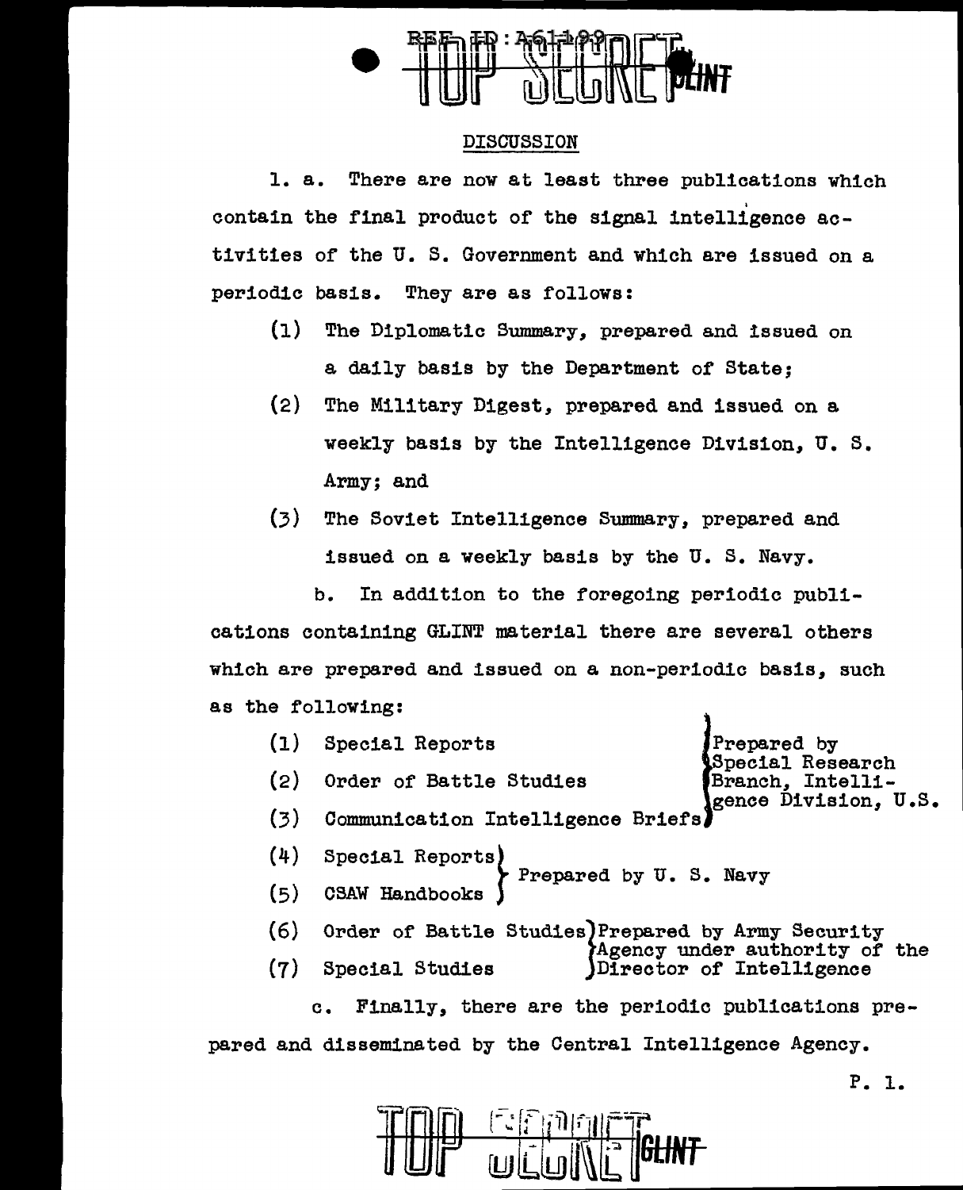## DISCUSSION

1. a. There are now at least three publications which contain the final product of the signal intelligence activities of the U. S. Government and which are issued on a periodic basis. They are as follows:

   (1) The Diplomatic Summary, prepared and issued on a daily basis by the Department of State;

   (2) The Military Digest, prepared and issued on a weekly basis by the Intelligence Division, U. S. Army; and

   (3) The Soviet Intelligence Summary, prepared and issued on a weekly basis by the U. S. Navy.

   b. In addition to the foregoing periodic publications containing GLINT material there are several others which are prepared and issued on a non-periodic basis, such as the following:

   (1) Special Reports
   (2) Order of Battle Studies
   (3) Communication Intelligence Briefs

   } Prepared by Special Research Branch, Intelligence Division, U.S.

   (4) Special Reports
   (5) CSAW Handbooks

   } Prepared by U. S. Navy

   (6) Order of Battle Studies
   (7) Special Studies

   } Prepared by Army Security Agency under authority of the Director of Intelligence

   c. Finally, there are the periodic publications prepared and disseminated by the Central Intelligence Agency.

P. 1.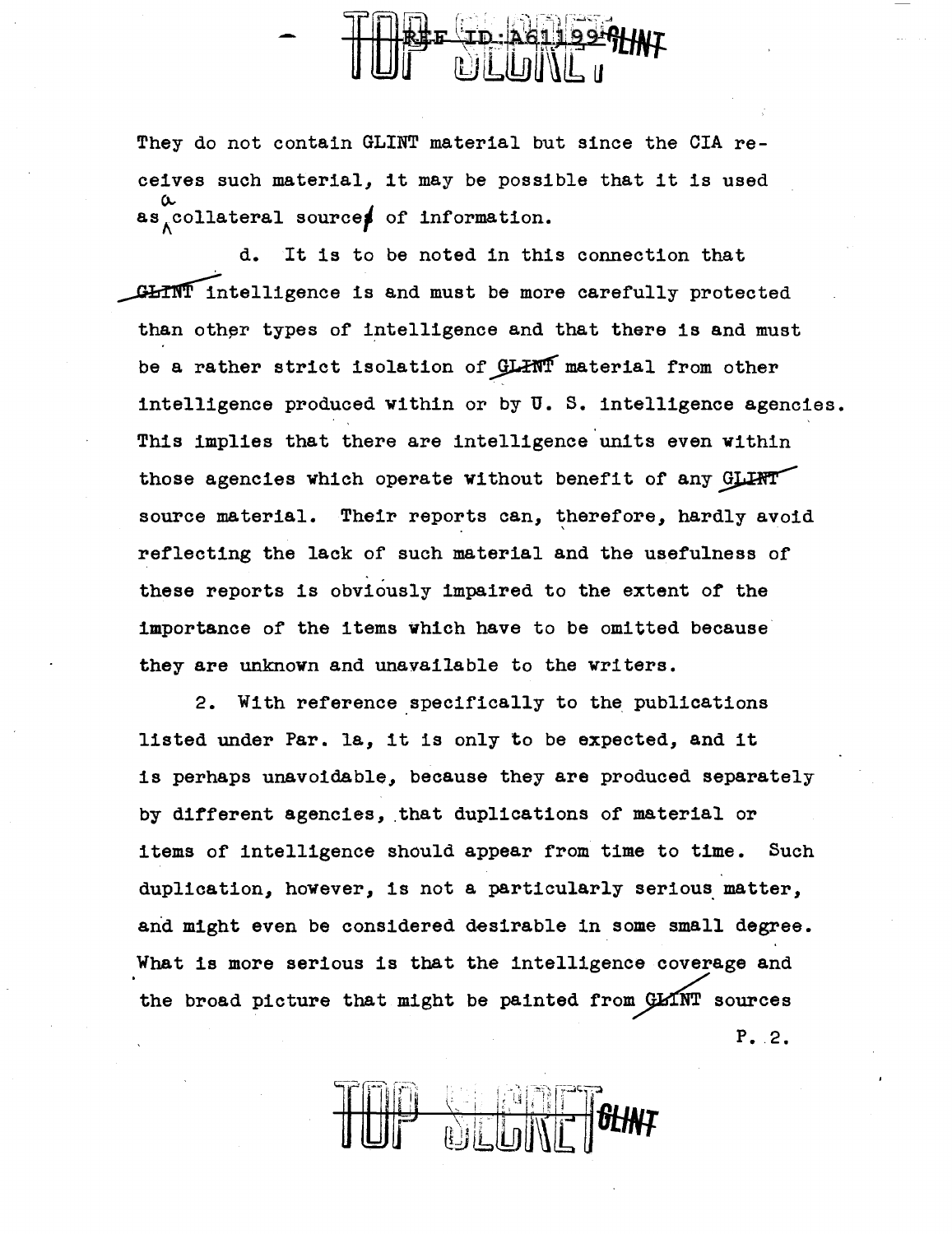They do not contain GLINT material but since the CIA receives such material, it may be possible that it is used as a collateral source of information.

d. It is to be noted in this connection that GLINT intelligence is and must be more carefully protected than other types of intelligence and that there is and must be a rather strict isolation of GLINT material from other intelligence produced within or by U. S. intelligence agencies. This implies that there are intelligence units even within those agencies which operate without benefit of any GLINT source material. Their reports can, therefore, hardly avoid reflecting the lack of such material and the usefulness of these reports is obviously impaired to the extent of the importance of the items which have to be omitted because they are unknown and unavailable to the writers.

2. With reference specifically to the publications listed under Par. 1a, it is only to be expected, and it is perhaps unavoidable, because they are produced separately by different agencies, that duplications of material or items of intelligence should appear from time to time. Such duplication, however, is not a particularly serious matter, and might even be considered desirable in some small degree. What is more serious is that the intelligence coverage and the broad picture that might be painted from GLINT sources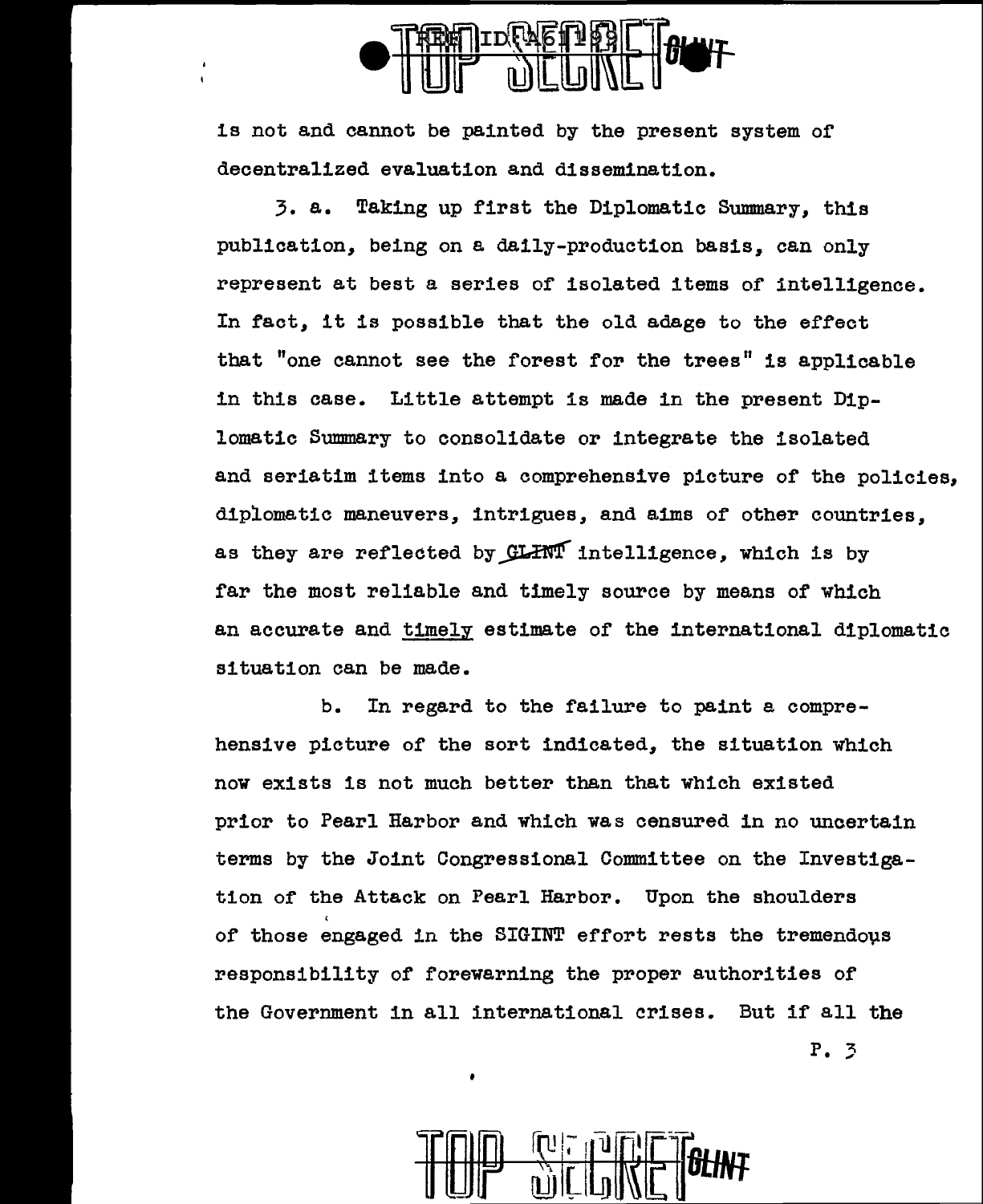is not and cannot be painted by the present system of decentralized evaluation and dissemination.

3. a. Taking up first the Diplomatic Summary, this publication, being on a daily-production basis, can only represent at best a series of isolated items of intelligence. In fact, it is possible that the old adage to the effect that "one cannot see the forest for the trees" is applicable in this case. Little attempt is made in the present Diplomatic Summary to consolidate or integrate the isolated and seriatim items into a comprehensive picture of the policies, diplomatic maneuvers, intrigues, and aims of other countries, as they are reflected by GLINT intelligence, which is by far the most reliable and timely source by means of which an accurate and timely estimate of the international diplomatic situation can be made.

b. In regard to the failure to paint a comprehensive picture of the sort indicated, the situation which now exists is not much better than that which existed prior to Pearl Harbor and which was censured in no uncertain terms by the Joint Congressional Committee on the Investigation of the Attack on Pearl Harbor. Upon the shoulders of those engaged in the SIGINT effort rests the tremendous responsibility of forewarning the proper authorities of the Government in all international crises. But if all the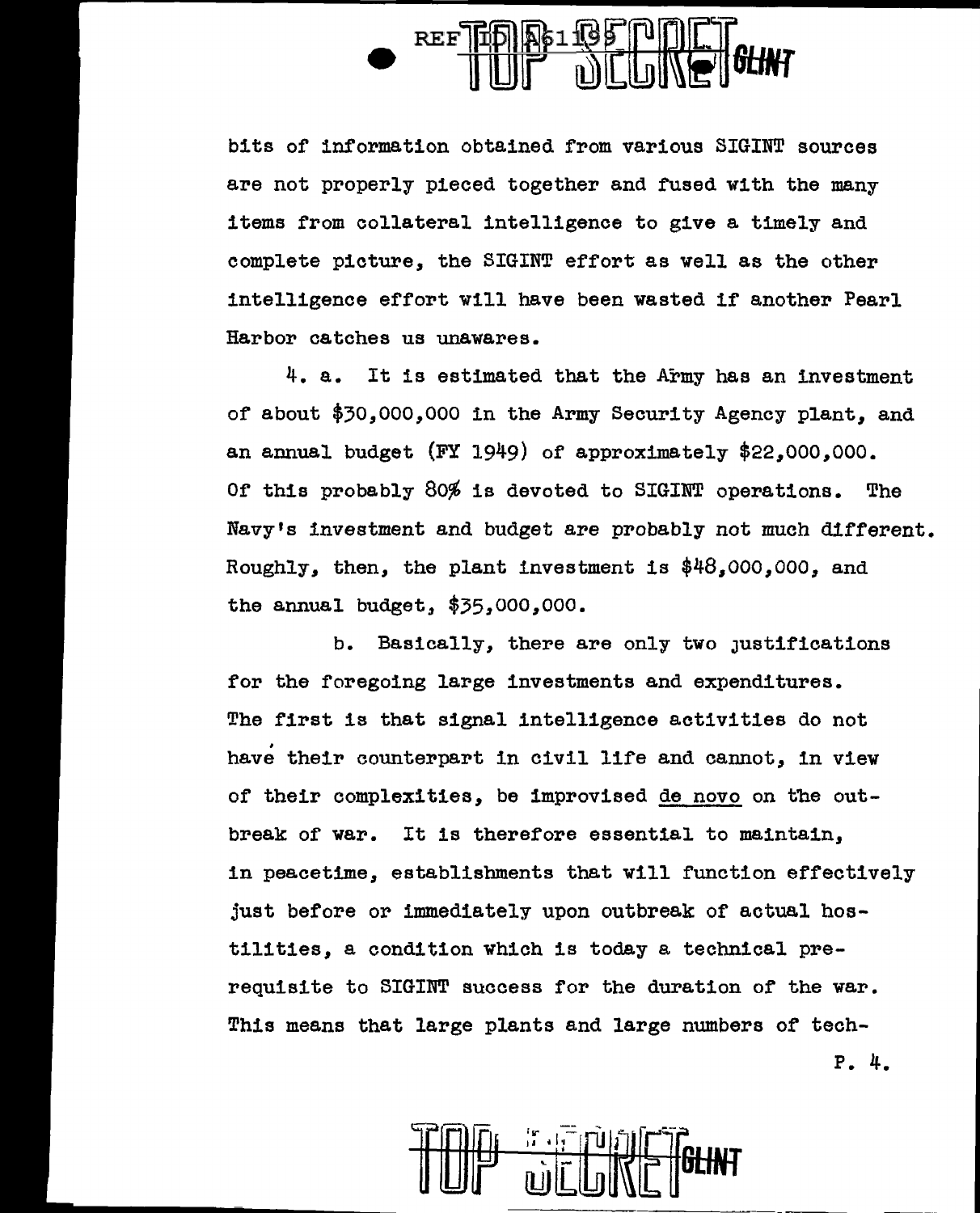bits of information obtained from various SIGINT sources are not properly pieced together and fused with the many items from collateral intelligence to give a timely and complete picture, the SIGINT effort as well as the other intelligence effort will have been wasted if another Pearl Harbor catches us unawares.

4. a. It is estimated that the Army has an investment of about $30,000,000 in the Army Security Agency plant, and an annual budget (FY 1949) of approximately $22,000,000. Of this probably 80% is devoted to SIGINT operations. The Navy's investment and budget are probably not much different. Roughly, then, the plant investment is $48,000,000, and the annual budget, $35,000,000.

b. Basically, there are only two justifications for the foregoing large investments and expenditures. The first is that signal intelligence activities do not have their counterpart in civil life and cannot, in view of their complexities, be improvised de novo on the outbreak of war. It is therefore essential to maintain, in peacetime, establishments that will function effectively just before or immediately upon outbreak of actual hostilities, a condition which is today a technical prerequisite to SIGINT success for the duration of the war. This means that large plants and large numbers of tech-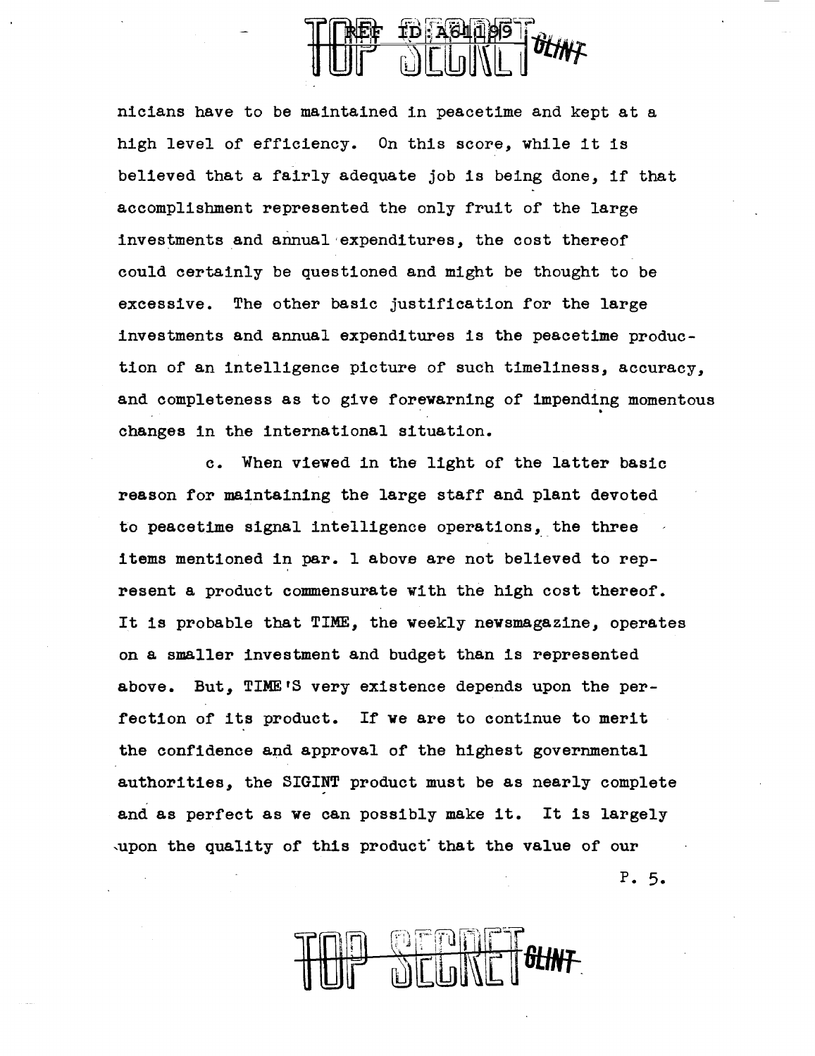nicians have to be maintained in peacetime and kept at a high level of efficiency. On this score, while it is believed that a fairly adequate job is being done, if that accomplishment represented the only fruit of the large investments and annual expenditures, the cost thereof could certainly be questioned and might be thought to be excessive. The other basic justification for the large investments and annual expenditures is the peacetime production of an intelligence picture of such timeliness, accuracy, and completeness as to give forewarning of impending momentous changes in the international situation.

c. When viewed in the light of the latter basic reason for maintaining the large staff and plant devoted to peacetime signal intelligence operations, the three items mentioned in par. 1 above are not believed to represent a product commensurate with the high cost thereof. It is probable that TIME, the weekly newsmagazine, operates on a smaller investment and budget than is represented above. But, TIME'S very existence depends upon the perfection of its product. If we are to continue to merit the confidence and approval of the highest governmental authorities, the SIGINT product must be as nearly complete and as perfect as we can possibly make it. It is largely upon the quality of this product that the value of our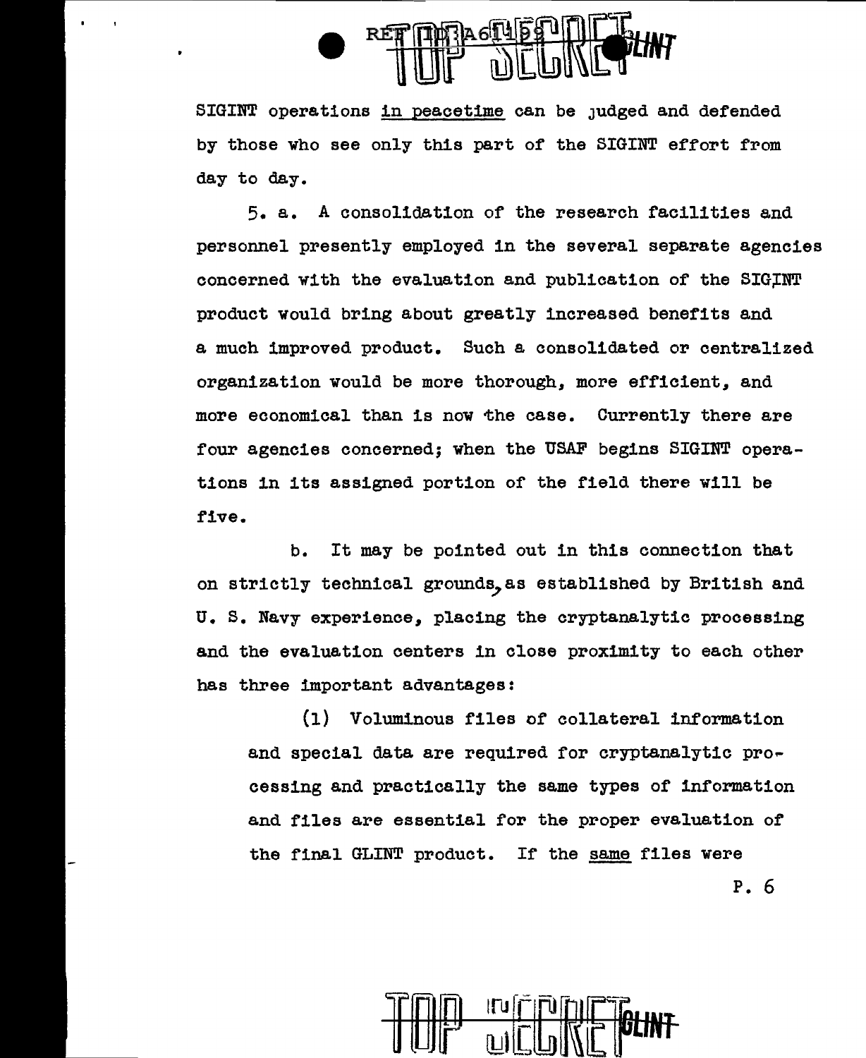SIGINT operations in peacetime can be judged and defended by those who see only this part of the SIGINT effort from day to day.

5. a. A consolidation of the research facilities and personnel presently employed in the several separate agencies concerned with the evaluation and publication of the SIGINT product would bring about greatly increased benefits and a much improved product. Such a consolidated or centralized organization would be more thorough, more efficient, and more economical than is now the case. Currently there are four agencies concerned; when the USAF begins SIGINT operations in its assigned portion of the field there will be five.

b. It may be pointed out in this connection that on strictly technical grounds, as established by British and U. S. Navy experience, placing the cryptanalytic processing and the evaluation centers in close proximity to each other has three important advantages:

(1) Voluminous files of collateral information and special data are required for cryptanalytic processing and practically the same types of information and files are essential for the proper evaluation of the final GLINT product. If the same files were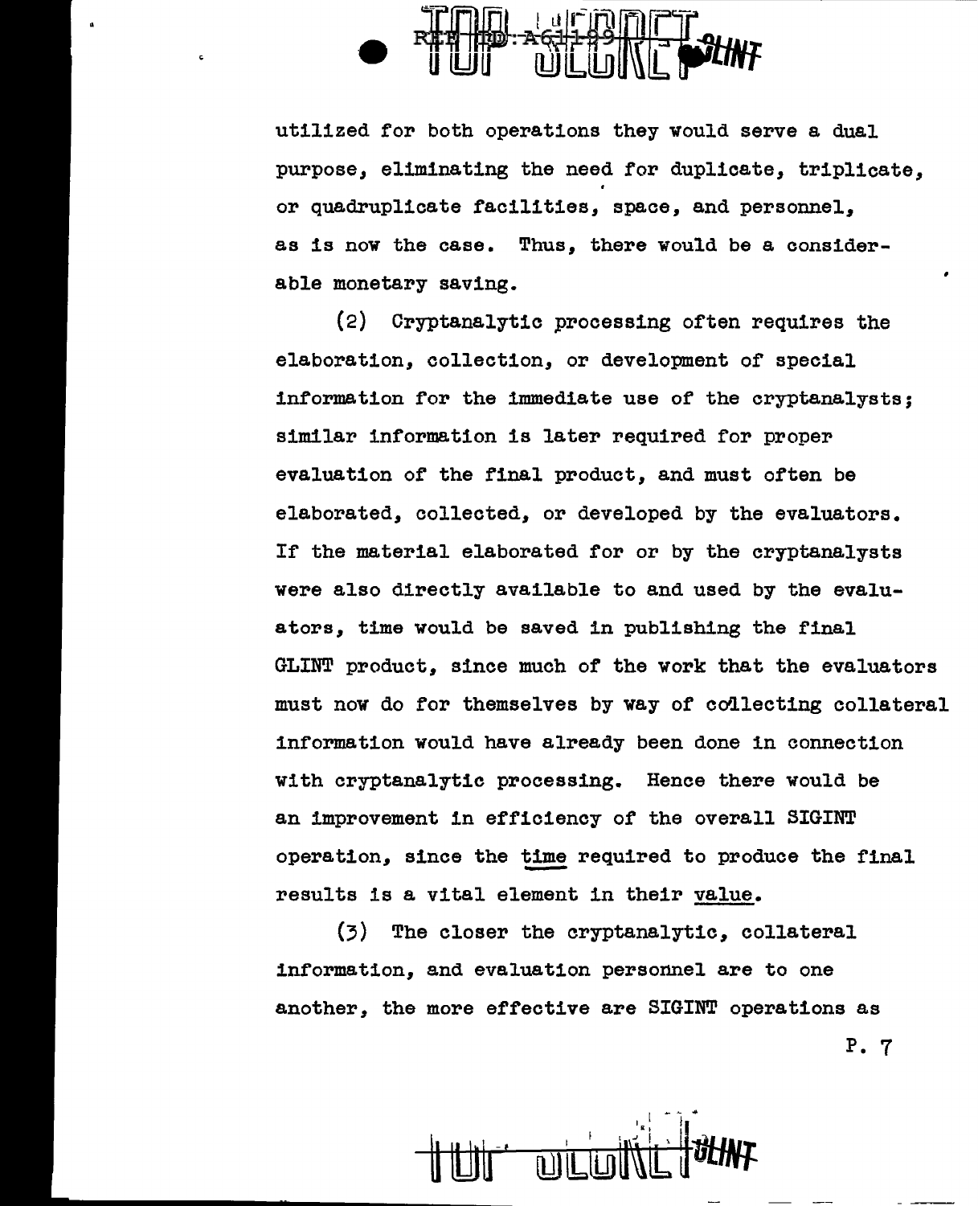utilized for both operations they would serve a dual purpose, eliminating the need for duplicate, triplicate, or quadruplicate facilities, space, and personnel, as is now the case. Thus, there would be a considerable monetary saving.

(2) Cryptanalytic processing often requires the elaboration, collection, or development of special information for the immediate use of the cryptanalysts; similar information is later required for proper evaluation of the final product, and must often be elaborated, collected, or developed by the evaluators. If the material elaborated for or by the cryptanalysts were also directly available to and used by the evaluators, time would be saved in publishing the final GLINT product, since much of the work that the evaluators must now do for themselves by way of collecting collateral information would have already been done in connection with cryptanalytic processing. Hence there would be an improvement in efficiency of the overall SIGINT operation, since the <u>time</u> required to produce the final results is a vital element in their <u>value</u>.

(3) The closer the cryptanalytic, collateral information, and evaluation personnel are to one another, the more effective are SIGINT operations as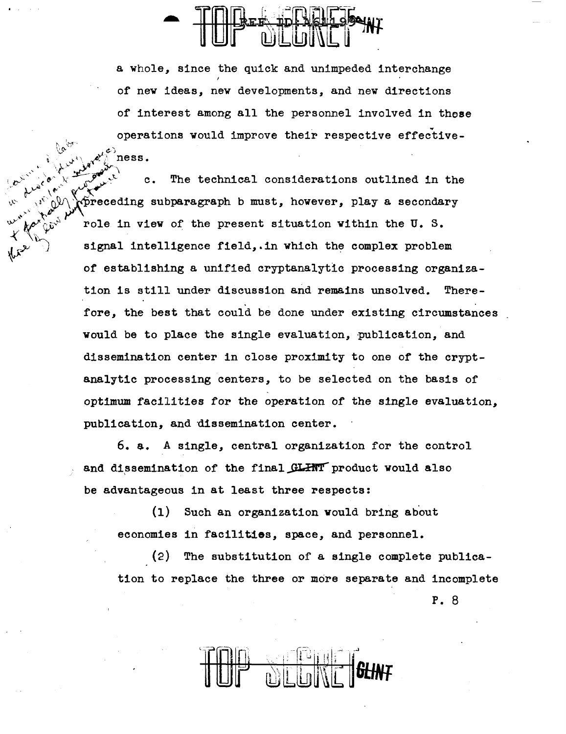a whole, since the quick and unimpeded interchange of new ideas, new developments, and new directions of interest among all the personnel involved in those operations would improve their respective effectiveness.

c. The technical considerations outlined in the preceding subparagraph b must, however, play a secondary role in view of the present situation within the U. S. signal intelligence field, in which the complex problem of establishing a unified cryptanalytic processing organization is still under discussion and remains unsolved. Therefore, the best that could be done under existing circumstances would be to place the single evaluation, publication, and dissemination center in close proximity to one of the cryptanalytic processing centers, to be selected on the basis of optimum facilities for the operation of the single evaluation, publication, and dissemination center.

6. a. A single, central organization for the control and dissemination of the final GLINT product would also be advantageous in at least three respects:

(1) Such an organization would bring about economies in facilities, space, and personnel.

(2) The substitution of a single complete publication to replace the three or more separate and incomplete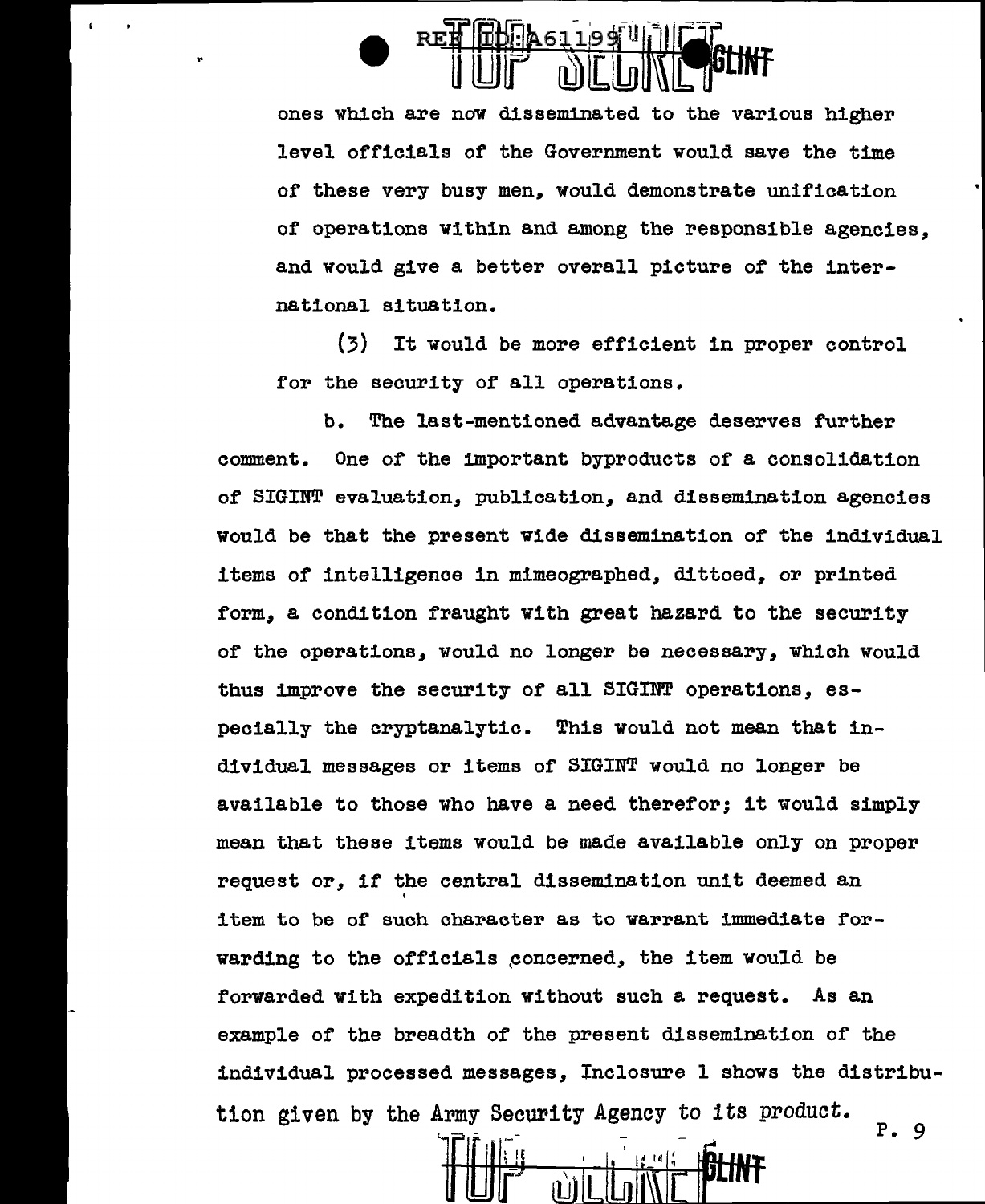ones which are now disseminated to the various higher level officials of the Government would save the time of these very busy men, would demonstrate unification of operations within and among the responsible agencies, and would give a better overall picture of the international situation.

(3) It would be more efficient in proper control for the security of all operations.

b. The last-mentioned advantage deserves further comment. One of the important byproducts of a consolidation of SIGINT evaluation, publication, and dissemination agencies would be that the present wide dissemination of the individual items of intelligence in mimeographed, dittoed, or printed form, a condition fraught with great hazard to the security of the operations, would no longer be necessary, which would thus improve the security of all SIGINT operations, especially the cryptanalytic. This would not mean that individual messages or items of SIGINT would no longer be available to those who have a need therefor; it would simply mean that these items would be made available only on proper request or, if the central dissemination unit deemed an item to be of such character as to warrant immediate forwarding to the officials concerned, the item would be forwarded with expedition without such a request. As an example of the breadth of the present dissemination of the individual processed messages, Inclosure 1 shows the distribution given by the Army Security Agency to its product.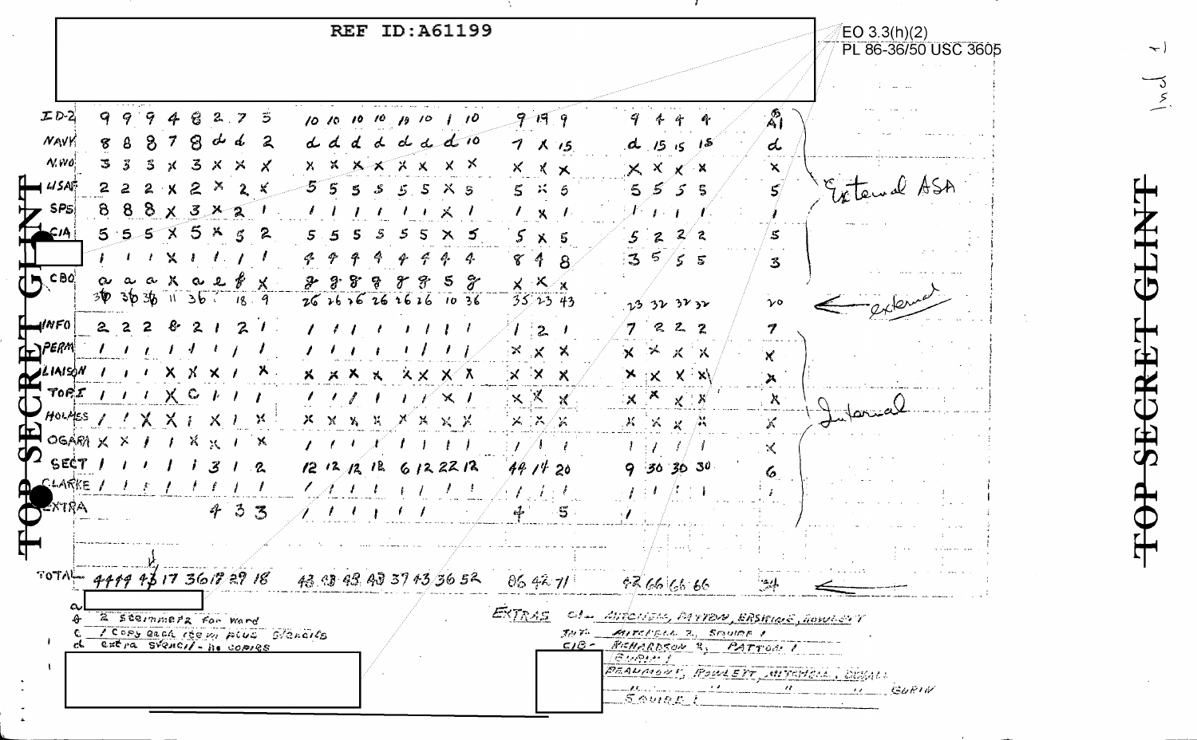REF ID:A61199

EO 3.3(h)(2)
PL 86-36/50 USC 3605

TOP SECRET GLINT

| | | | | | | | | | | | | | | | | | | | | | | | | | |
|---|---|---|---|---|---|---|---|---|---|---|---|---|---|---|---|---|---|---|---|---|---|---|---|---|---|
| ID-2 | 9 | 9 | 9 | 4 | 8 | 2 | 7 | 5 | 10 | 10 | 10 | 10 | 10 | 10 | 1 | 10 | 9 | 19 | 9 | 9 | 4 | 4 | 4 | A1 | |
| NAVY | 8 | 8 | 8 | 7 | 8 | d | d | 2 | d | d | d | d | d | d | d | 10 | 7 | X | 15 | d | 15 | 15 | 15 | d | |
| N.WO | 3 | 3 | 3 | X | 3 | X | X | X | X | X | X | X | X | X | X | X | X | X | X | X | X | X | X | X | |
| USAF | 2 | 2 | 2 | X | 2 | X | 2 | X | 5 | 5 | 5 | 5 | 5 | 5 | X | 5 | 5 | X | 5 | 5 | 5 | 5 | 5 | 5 | External ASA |
| SPS | 8 | 8 | 8 | X | 3 | X | 2 | 1 | 1 | 1 | 1 | 1 | 1 | 1 | X | 1 | 1 | X | 1 | 1 | 1 | 1 | 1 | 1 | |
| CIA | 5 | 5 | 5 | X | 5 | X | 5 | 2 | 5 | 5 | 5 | 5 | 5 | 5 | X | 5 | 5 | X | 5 | 5 | 2 | 2 | 2 | 5 | |
| | 1 | 1 | 1 | X | 1 | 1 | 1 | 1 | 4 | 4 | 4 | 4 | 4 | 4 | 4 | 4 | 8 | 4 | 8 | 3 | 5 | 5 | 5 | 3 | |
| CBO | a | a | a | X | a | e | f | X | g | g | g | g | g | g | 5 | g | X | X | X | | | | | | |
| | 36 | 36 | 36 | 11 | 36 | ? | 18 | 9 | 26 | 26 | 26 | 26 | 26 | 26 | 10 | 36 | 35 | 23 | 43 | 23 | 32 | 32 | 32 | 20 | ← external |
| INFO | 2 | 2 | 2 | 8 | 2 | 1 | 2 | 1 | 1 | 1 | 1 | 1 | 1 | 1 | 1 | 1 | 1 | 2 | 1 | 7 | 2 | 2 | 2 | 7 | |
| PERM | 1 | 1 | 1 | 1 | 1 | 1 | 1 | 1 | 1 | 1 | 1 | 1 | 1 | 1 | 1 | 1 | X | X | X | X | X | X | X | X | |
| LIAISON | 1 | 1 | 1 | X | X | X | 1 | X | X | X | X | X | X | X | X | X | X | X | X | X | X | X | X | X | |
| TOP.I | 1 | 1 | 1 | X | C | 1 | 1 | 1 | 1 | 1 | 1 | 1 | 1 | 1 | X | 1 | X | X | X | X | X | X | X | X | Internal |
| HOLMES | 1 | 1 | X | X | 1 | X | 1 | X | X | X | X | X | X | X | X | X | X | X | X | X | X | X | X | X | |
| OGARA | X | X | 1 | 1 | X | X | 1 | X | 1 | 1 | 1 | 1 | 1 | 1 | 1 | 1 | 1 | 1 | 1 | 1 | 1 | 1 | 1 | X | |
| SECT | 1 | 1 | 1 | 1 | 1 | 3 | 1 | 2 | 12 | 12 | 12 | 12 | 6 | 12 | 22 | 12 | 44 | 14 | 20 | 9 | 30 | 30 | 30 | 6 | |
| CLARKE | 1 | 1 | 1 | 1 | 1 | 1 | 1 | 1 | 1 | 1 | 1 | 1 | 1 | 1 | 1 | 1 | 1 | 1 | 1 | 1 | 1 | 1 | 1 | 1 | |
| EXTRA | | | | | | 4 | 3 | 3 | 1 | 1 | 1 | 1 | 1 | 1 | | | 4 | | 5 | 1 | | | | | |
| TOTAL | 44 | 44 | 44 | 17 | 36 | 17 | 29 | 18 | 43 | 43 | 43 | 43 | 37 | 43 | 36 | 52 | 86 | 42 | 71 | 42 | 66 | 66 | 66 | 34 | ← |

a [redacted]
b 2 Stemmers for Ward
c 1 copy each item plus stencils
d extra stencil - no copies

EXTRAS:
C.I. - Mitchell, Patton, Erskine, Rowlett
Int. - Mitchell 3, Squire 1
CIB - Richardson 3, Patton 1
Gurin 1
Beaumont, Rowlett, Mitchell, Gurin
" " " " Gurin
Squire 1

TOP SECRET GLINT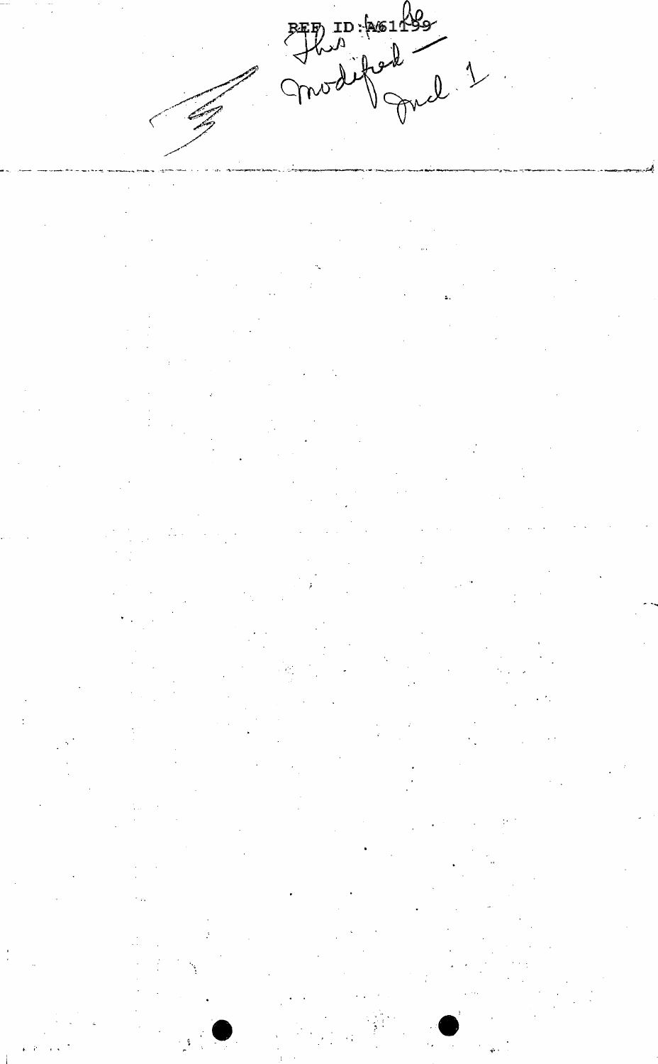REF ID:A61199

This modified — Incl. 1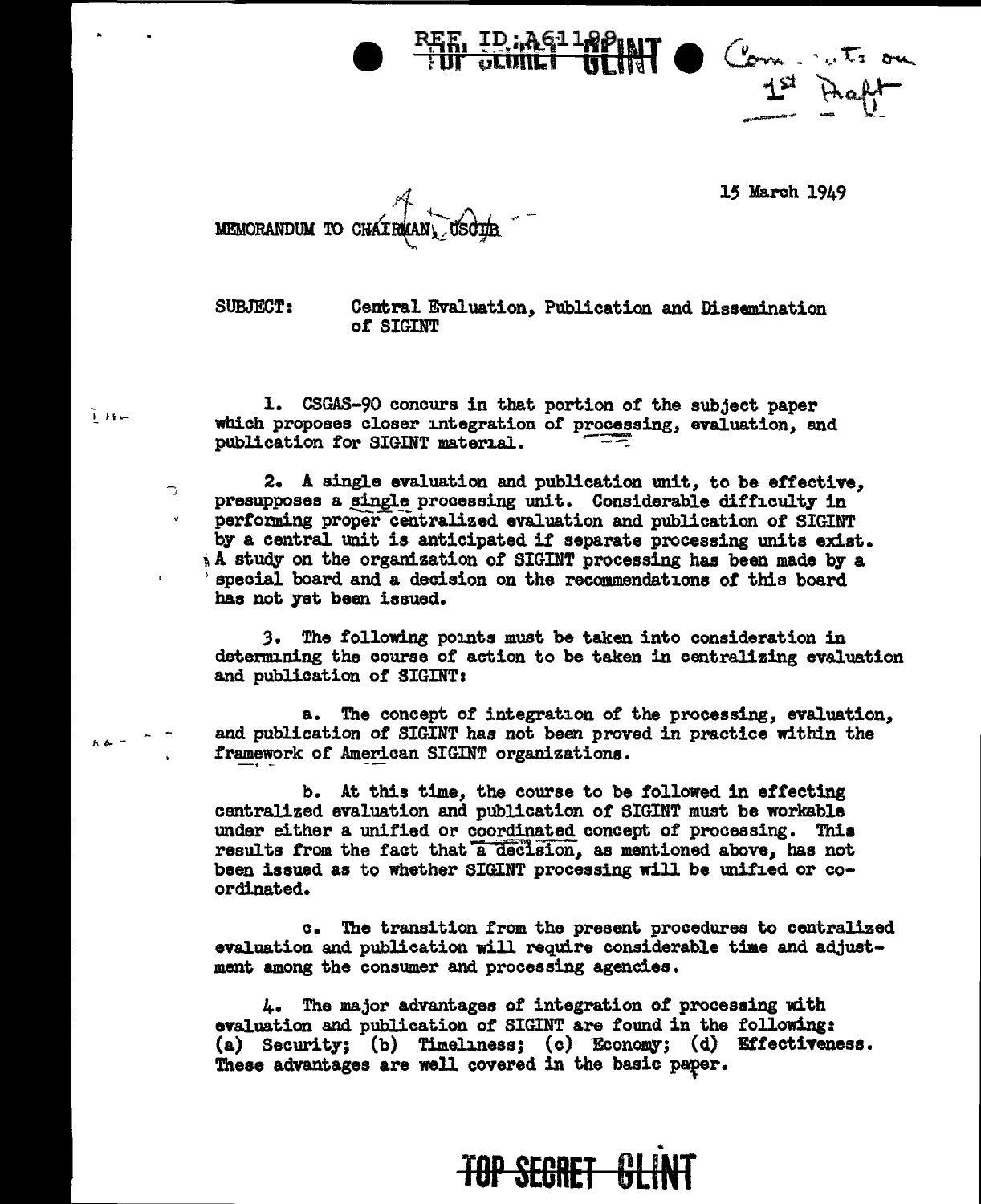REF ID:A61189 TOP SECRET GLINT

Comments on 1st Draft

15 March 1949

MEMORANDUM TO CHAIRMAN, USCIB

SUBJECT: Central Evaluation, Publication and Dissemination of SIGINT

1. CSGAS-90 concurs in that portion of the subject paper which proposes closer integration of processing, evaluation, and publication for SIGINT material.

2. A single evaluation and publication unit, to be effective, presupposes a single processing unit. Considerable difficulty in performing proper centralized evaluation and publication of SIGINT by a central unit is anticipated if separate processing units exist. A study on the organization of SIGINT processing has been made by a special board and a decision on the recommendations of this board has not yet been issued.

3. The following points must be taken into consideration in determining the course of action to be taken in centralizing evaluation and publication of SIGINT:

a. The concept of integration of the processing, evaluation, and publication of SIGINT has not been proved in practice within the framework of American SIGINT organizations.

b. At this time, the course to be followed in effecting centralized evaluation and publication of SIGINT must be workable under either a unified or coordinated concept of processing. This results from the fact that a decision, as mentioned above, has not been issued as to whether SIGINT processing will be unified or coordinated.

c. The transition from the present procedures to centralized evaluation and publication will require considerable time and adjustment among the consumer and processing agencies.

4. The major advantages of integration of processing with evaluation and publication of SIGINT are found in the following: (a) Security; (b) Timeliness; (c) Economy; (d) Effectiveness. These advantages are well covered in the basic paper.

TOP SECRET GLINT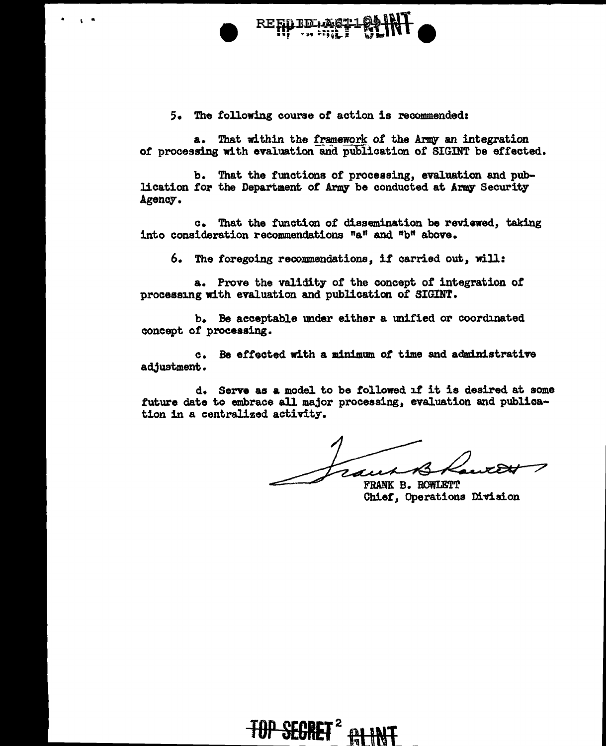5. The following course of action is recommended:

a. That within the framework of the Army an integration of processing with evaluation and publication of SIGINT be effected.

b. That the functions of processing, evaluation and publication for the Department of Army be conducted at Army Security Agency.

c. That the function of dissemination be reviewed, taking into consideration recommendations "a" and "b" above.

6. The foregoing recommendations, if carried out, will:

a. Prove the validity of the concept of integration of processing with evaluation and publication of SIGINT.

b. Be acceptable under either a unified or coordinated concept of processing.

c. Be effected with a minimum of time and administrative adjustment.

d. Serve as a model to be followed if it is desired at some future date to embrace all major processing, evaluation and publication in a centralized activity.

FRANK B. ROWLETT
Chief, Operations Division

TOP SECRET 2 GLINT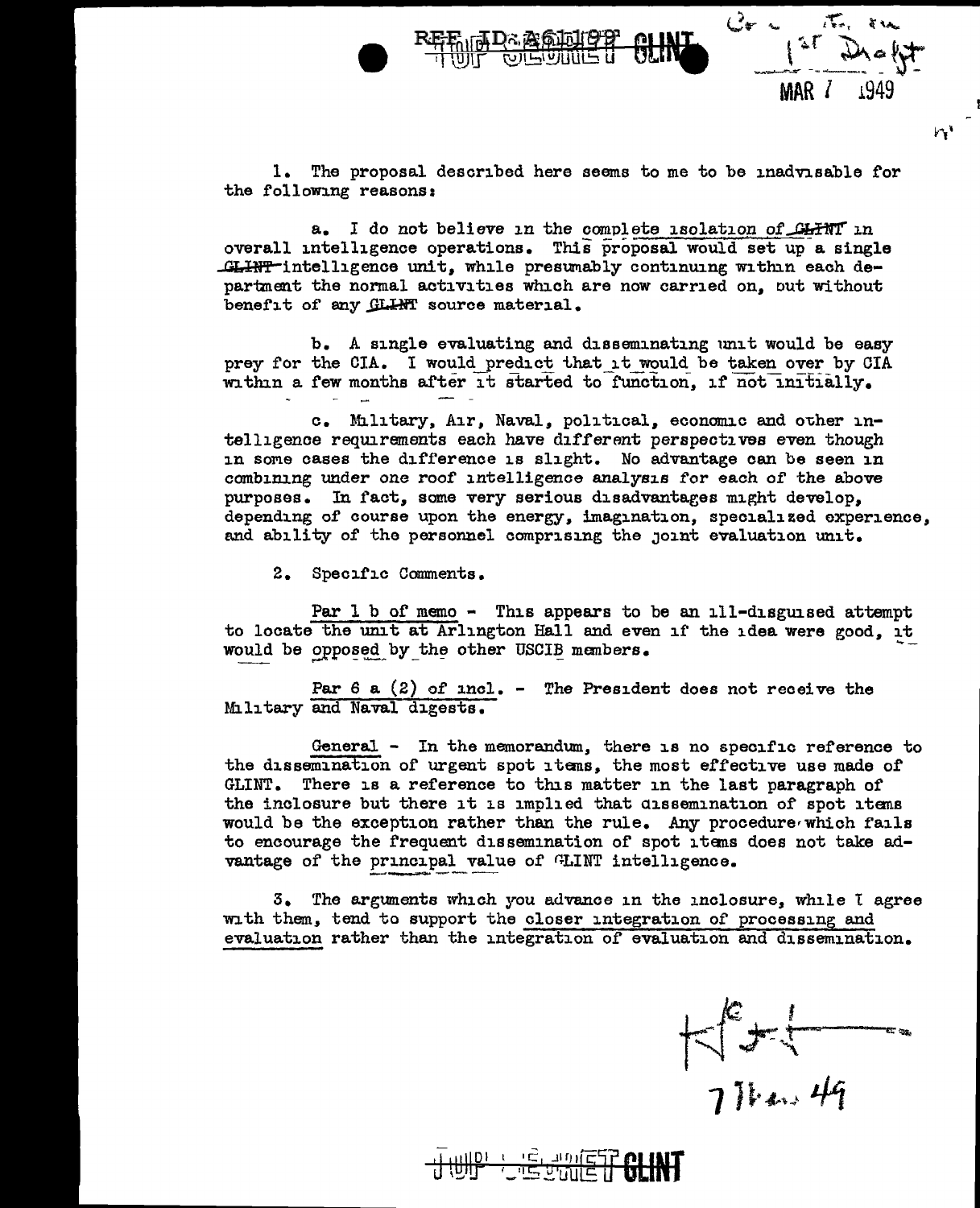1. The proposal described here seems to me to be inadvisable for the following reasons:

a. I do not believe in the complete isolation of GLINT in overall intelligence operations. This proposal would set up a single GLINT intelligence unit, while presumably continuing within each department the normal activities which are now carried on, but without benefit of any GLINT source material.

b. A single evaluating and disseminating unit would be easy prey for the CIA. I would predict that it would be taken over by CIA within a few months after it started to function, if not initially.

c. Military, Air, Naval, political, economic and other intelligence requirements each have different perspectives even though in some cases the difference is slight. No advantage can be seen in combining under one roof intelligence analysis for each of the above purposes. In fact, some very serious disadvantages might develop, depending of course upon the energy, imagination, specialized experience, and ability of the personnel comprising the joint evaluation unit.

2. Specific Comments.

Par 1 b of memo - This appears to be an ill-disguised attempt to locate the unit at Arlington Hall and even if the idea were good, it would be opposed by the other USCIB members.

Par 6 a (2) of incl. - The President does not receive the Military and Naval digests.

General - In the memorandum, there is no specific reference to the dissemination of urgent spot items, the most effective use made of GLINT. There is a reference to this matter in the last paragraph of the inclosure but there it is implied that dissemination of spot items would be the exception rather than the rule. Any procedure which fails to encourage the frequent dissemination of spot items does not take advantage of the principal value of GLINT intelligence.

3. The arguments which you advance in the inclosure, while I agree with them, tend to support the closer integration of processing and evaluation rather than the integration of evaluation and dissemination.

7 Mar 49